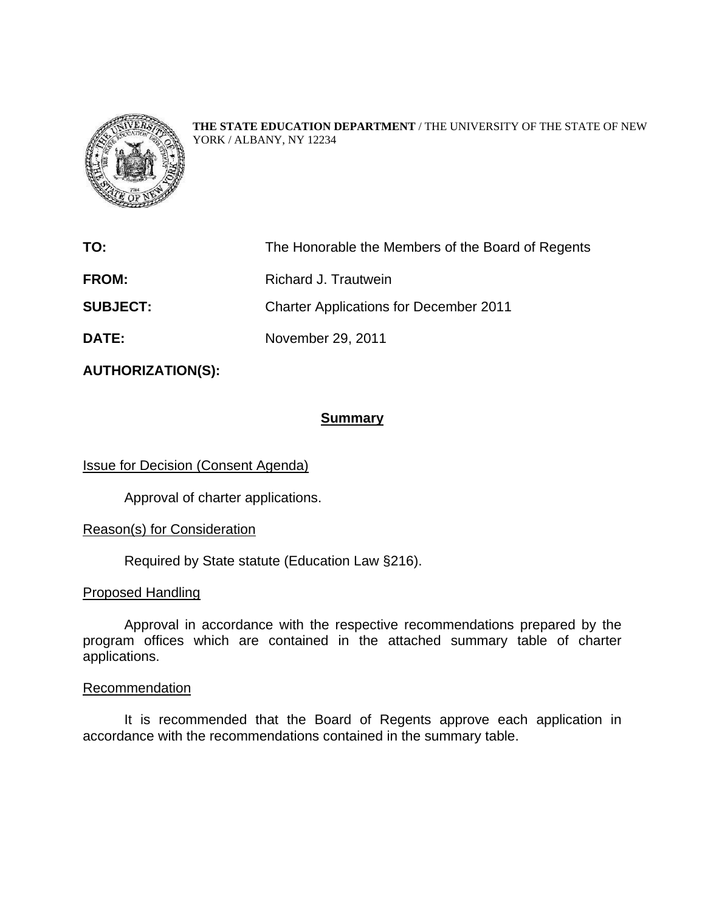**THE STATE EDUCATION DEPARTMENT** / THE UNIVERSITY OF THE STATE OF NEW YORK / ALBANY, NY 12234

**TO:** The Honorable the Members of the Board of Regents

**FROM:** Richard J. Trautwein

**SUBJECT:** Charter Applications for December 2011

**DATE:** November 29, 2011

**AUTHORIZATION(S):**

## Summary

Issue for Decision (Consent Agenda)

Approval of charter applications.

Reason(s) for Consideration

Required by State statute (Education Law §216).

Proposed Handling

Approval in accordance with the respective recommendations prepared by the program offices which are contained in the attached summary table of charter applications.

Recommendation

It is recommended that the Board of Regents approve each application in accordance with the recommendations contained in the summary table.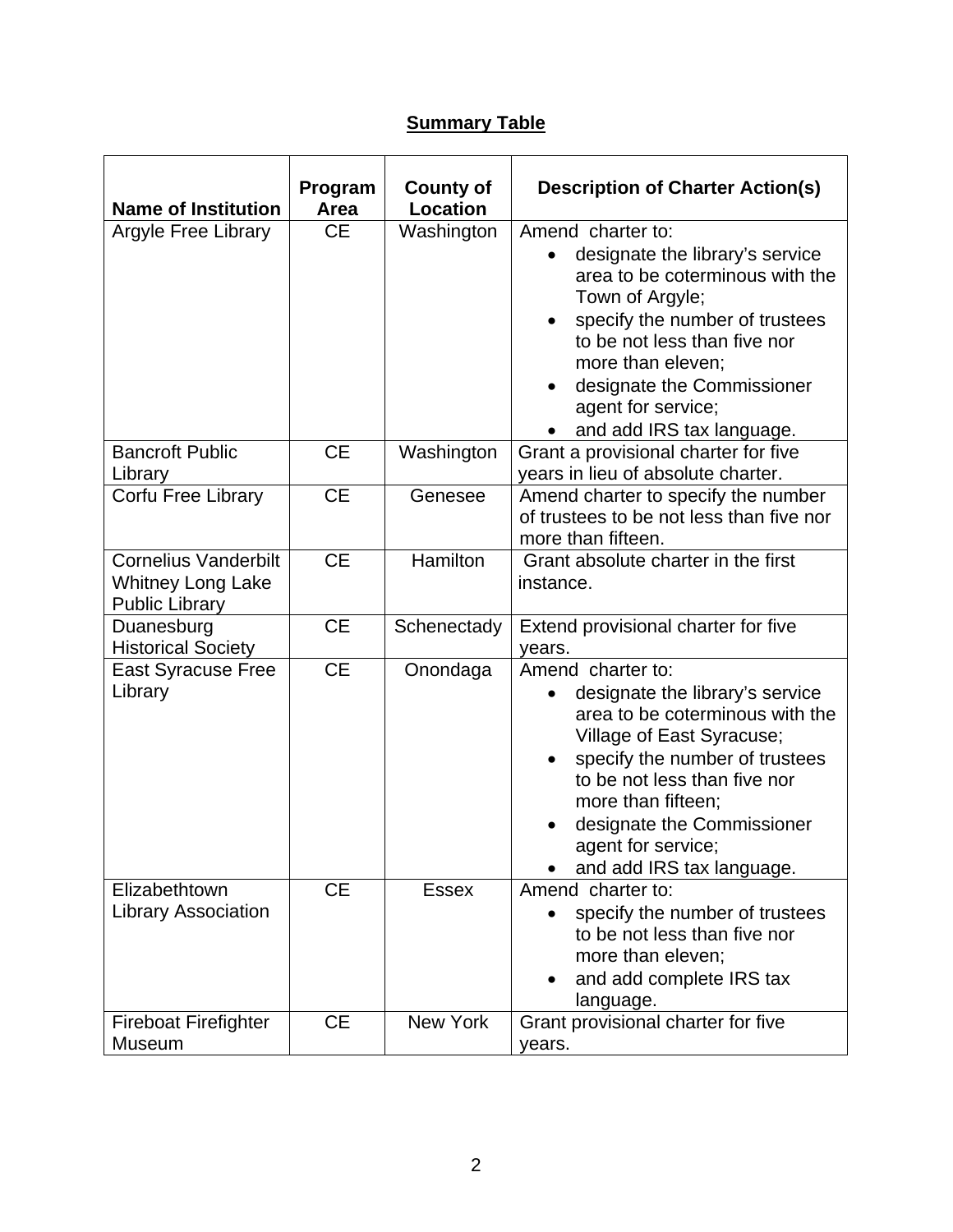**Summary Table**

| Name of Institution | Program Area | County of Location | Description of Charter Action(s) |
|---|---|---|---|
| Argyle Free Library | CE | Washington | Amend charter to:<br>• designate the library's service area to be coterminous with the Town of Argyle;<br>• specify the number of trustees to be not less than five nor more than eleven;<br>• designate the Commissioner agent for service;<br>• and add IRS tax language. |
| Bancroft Public Library | CE | Washington | Grant a provisional charter for five years in lieu of absolute charter. |
| Corfu Free Library | CE | Genesee | Amend charter to specify the number of trustees to be not less than five nor more than fifteen. |
| Cornelius Vanderbilt Whitney Long Lake Public Library | CE | Hamilton | Grant absolute charter in the first instance. |
| Duanesburg Historical Society | CE | Schenectady | Extend provisional charter for five years. |
| East Syracuse Free Library | CE | Onondaga | Amend charter to:<br>• designate the library's service area to be coterminous with the Village of East Syracuse;<br>• specify the number of trustees to be not less than five nor more than fifteen;<br>• designate the Commissioner agent for service;<br>• and add IRS tax language. |
| Elizabethtown Library Association | CE | Essex | Amend charter to:<br>• specify the number of trustees to be not less than five nor more than eleven;<br>• and add complete IRS tax language. |
| Fireboat Firefighter Museum | CE | New York | Grant provisional charter for five years. |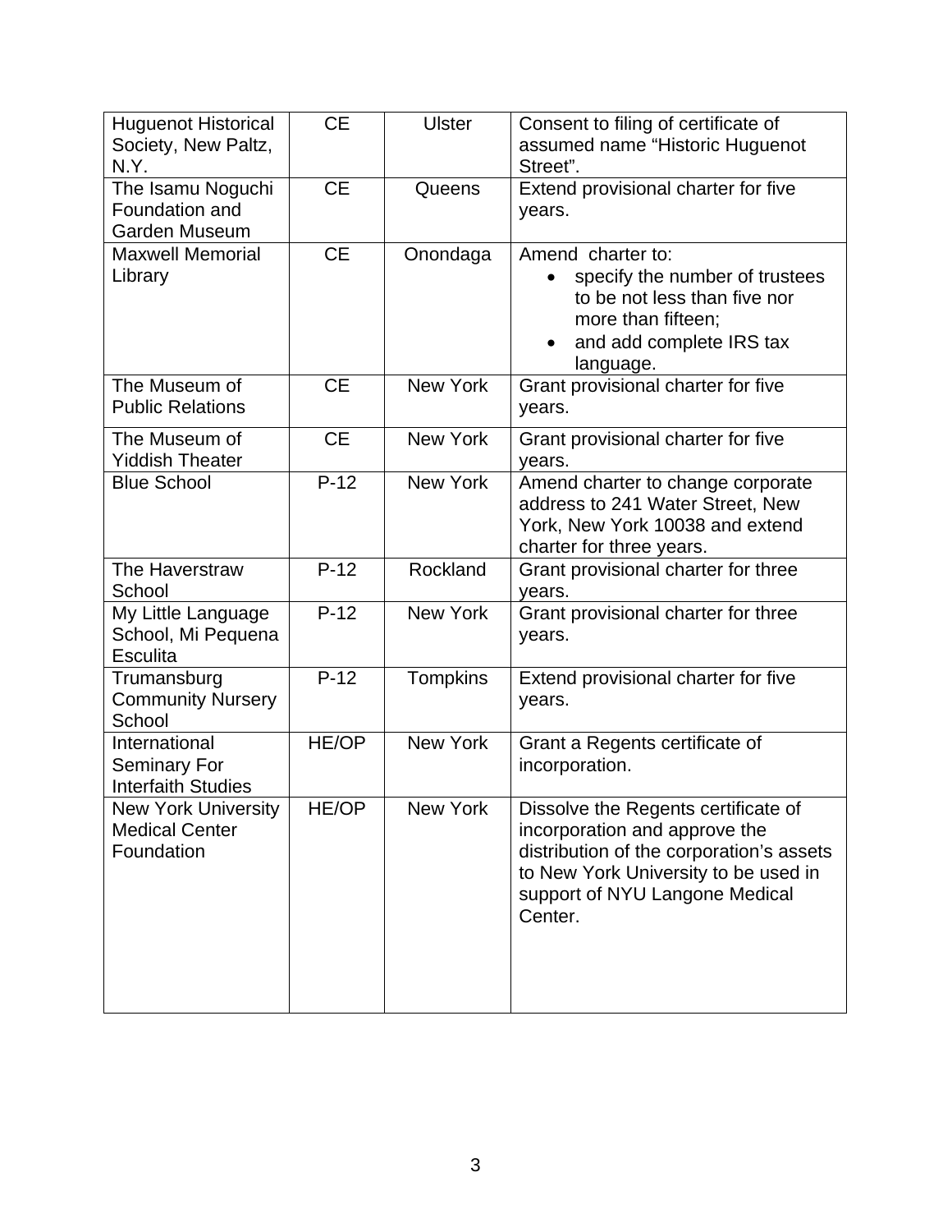| Huguenot Historical Society, New Paltz, N.Y. | CE | Ulster | Consent to filing of certificate of assumed name “Historic Huguenot Street”. |
|---|---|---|---|
| The Isamu Noguchi Foundation and Garden Museum | CE | Queens | Extend provisional charter for five years. |
| Maxwell Memorial Library | CE | Onondaga | Amend charter to: • specify the number of trustees to be not less than five nor more than fifteen; • and add complete IRS tax language. |
| The Museum of Public Relations | CE | New York | Grant provisional charter for five years. |
| The Museum of Yiddish Theater | CE | New York | Grant provisional charter for five years. |
| Blue School | P-12 | New York | Amend charter to change corporate address to 241 Water Street, New York, New York 10038 and extend charter for three years. |
| The Haverstraw School | P-12 | Rockland | Grant provisional charter for three years. |
| My Little Language School, Mi Pequena Esculita | P-12 | New York | Grant provisional charter for three years. |
| Trumansburg Community Nursery School | P-12 | Tompkins | Extend provisional charter for five years. |
| International Seminary For Interfaith Studies | HE/OP | New York | Grant a Regents certificate of incorporation. |
| New York University Medical Center Foundation | HE/OP | New York | Dissolve the Regents certificate of incorporation and approve the distribution of the corporation’s assets to New York University to be used in support of NYU Langone Medical Center. |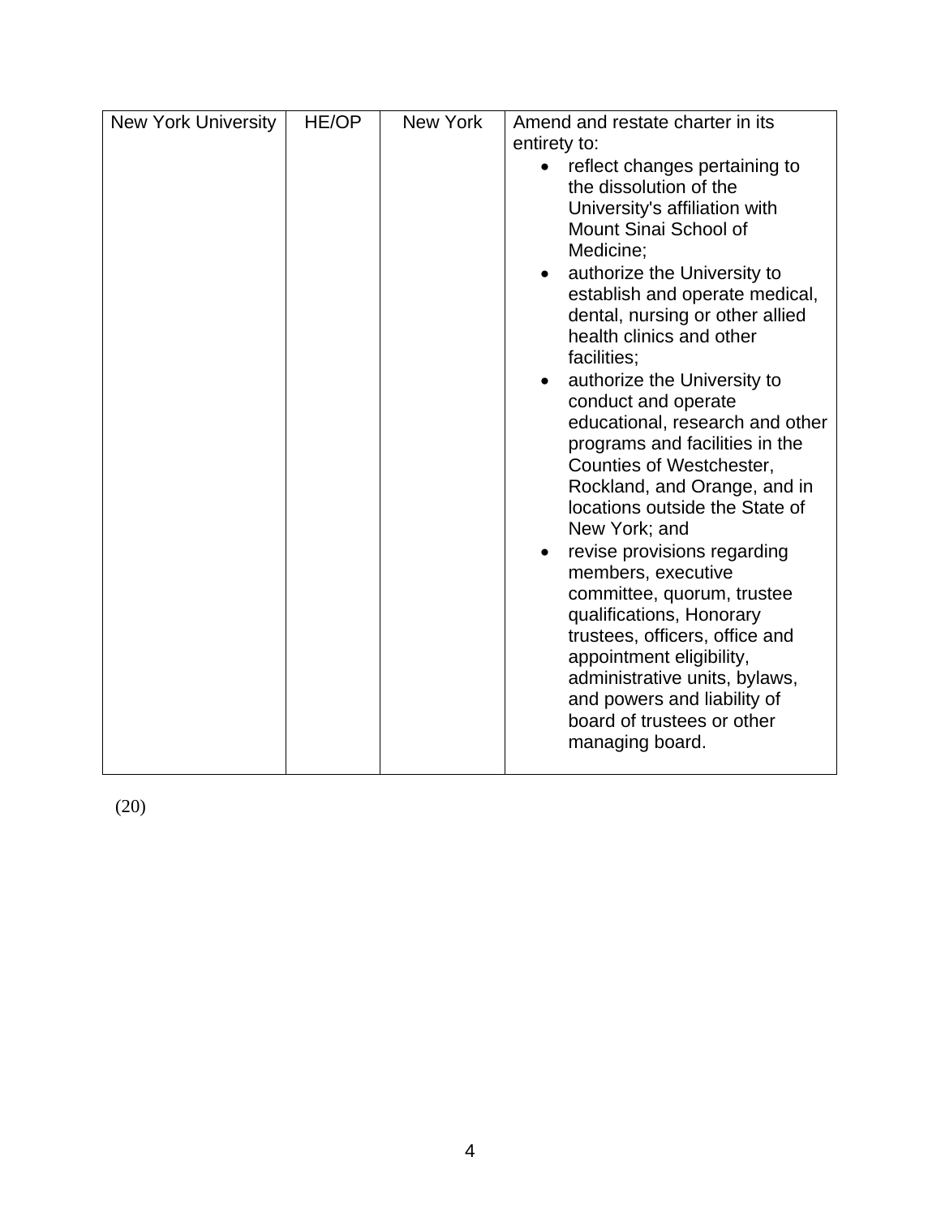| | | | |
|---|---|---|---|
| New York University | HE/OP | New York | Amend and restate charter in its entirety to:<br>• reflect changes pertaining to the dissolution of the University's affiliation with Mount Sinai School of Medicine;<br>• authorize the University to establish and operate medical, dental, nursing or other allied health clinics and other facilities;<br>• authorize the University to conduct and operate educational, research and other programs and facilities in the Counties of Westchester, Rockland, and Orange, and in locations outside the State of New York; and<br>• revise provisions regarding members, executive committee, quorum, trustee qualifications, Honorary trustees, officers, office and appointment eligibility, administrative units, bylaws, and powers and liability of board of trustees or other managing board. |

(20)